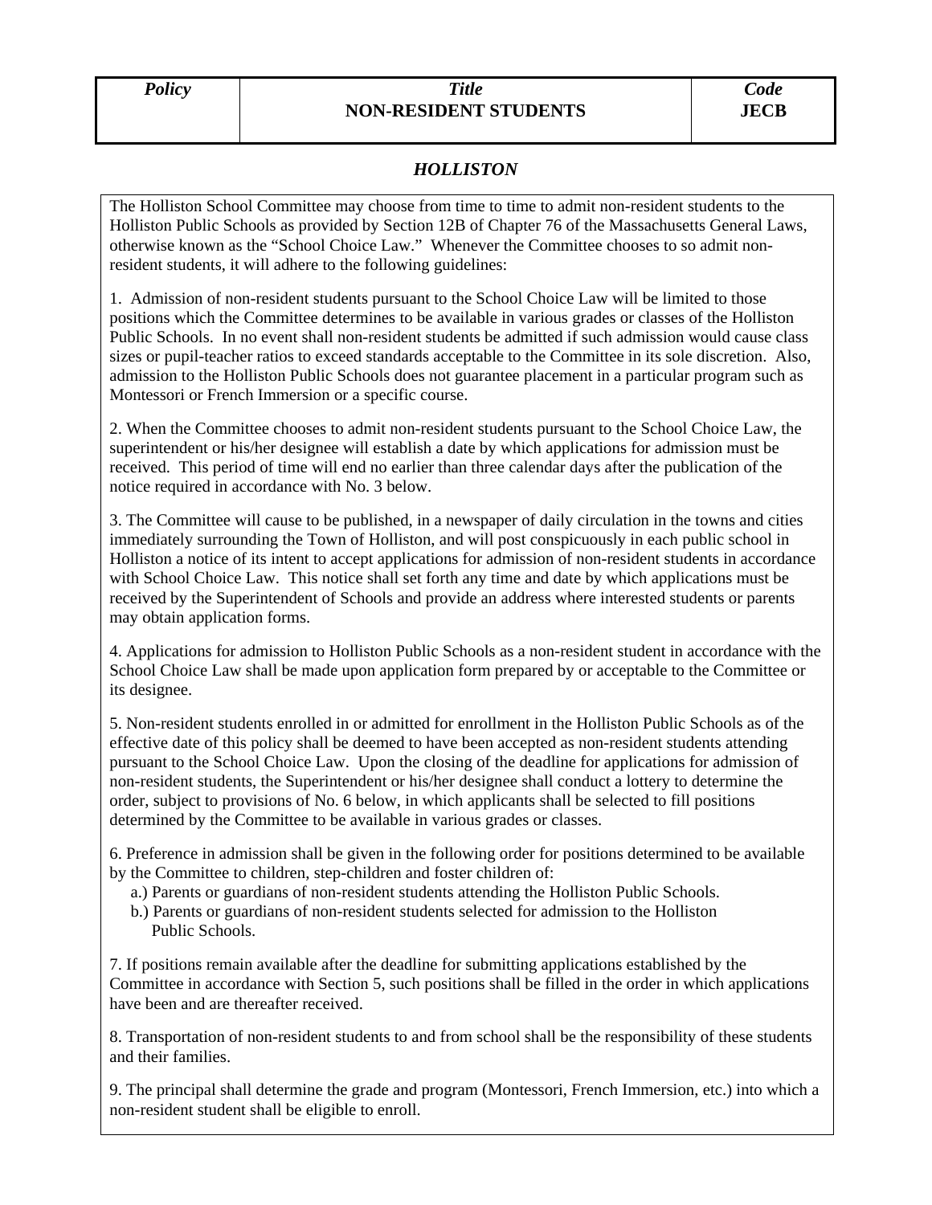| *Policy* | *Title*<br>**NON-RESIDENT STUDENTS** | *Code*<br>**JECB** |
| --- | --- | --- |

## ***HOLLISTON***

The Holliston School Committee may choose from time to time to admit non-resident students to the Holliston Public Schools as provided by Section 12B of Chapter 76 of the Massachusetts General Laws, otherwise known as the "School Choice Law." Whenever the Committee chooses to so admit non-resident students, it will adhere to the following guidelines:

1. Admission of non-resident students pursuant to the School Choice Law will be limited to those positions which the Committee determines to be available in various grades or classes of the Holliston Public Schools. In no event shall non-resident students be admitted if such admission would cause class sizes or pupil-teacher ratios to exceed standards acceptable to the Committee in its sole discretion. Also, admission to the Holliston Public Schools does not guarantee placement in a particular program such as Montessori or French Immersion or a specific course.

2. When the Committee chooses to admit non-resident students pursuant to the School Choice Law, the superintendent or his/her designee will establish a date by which applications for admission must be received. This period of time will end no earlier than three calendar days after the publication of the notice required in accordance with No. 3 below.

3. The Committee will cause to be published, in a newspaper of daily circulation in the towns and cities immediately surrounding the Town of Holliston, and will post conspicuously in each public school in Holliston a notice of its intent to accept applications for admission of non-resident students in accordance with School Choice Law. This notice shall set forth any time and date by which applications must be received by the Superintendent of Schools and provide an address where interested students or parents may obtain application forms.

4. Applications for admission to Holliston Public Schools as a non-resident student in accordance with the School Choice Law shall be made upon application form prepared by or acceptable to the Committee or its designee.

5. Non-resident students enrolled in or admitted for enrollment in the Holliston Public Schools as of the effective date of this policy shall be deemed to have been accepted as non-resident students attending pursuant to the School Choice Law. Upon the closing of the deadline for applications for admission of non-resident students, the Superintendent or his/her designee shall conduct a lottery to determine the order, subject to provisions of No. 6 below, in which applicants shall be selected to fill positions determined by the Committee to be available in various grades or classes.

6. Preference in admission shall be given in the following order for positions determined to be available by the Committee to children, step-children and foster children of:

  a.) Parents or guardians of non-resident students attending the Holliston Public Schools.
  b.) Parents or guardians of non-resident students selected for admission to the Holliston Public Schools.

7. If positions remain available after the deadline for submitting applications established by the Committee in accordance with Section 5, such positions shall be filled in the order in which applications have been and are thereafter received.

8. Transportation of non-resident students to and from school shall be the responsibility of these students and their families.

9. The principal shall determine the grade and program (Montessori, French Immersion, etc.) into which a non-resident student shall be eligible to enroll.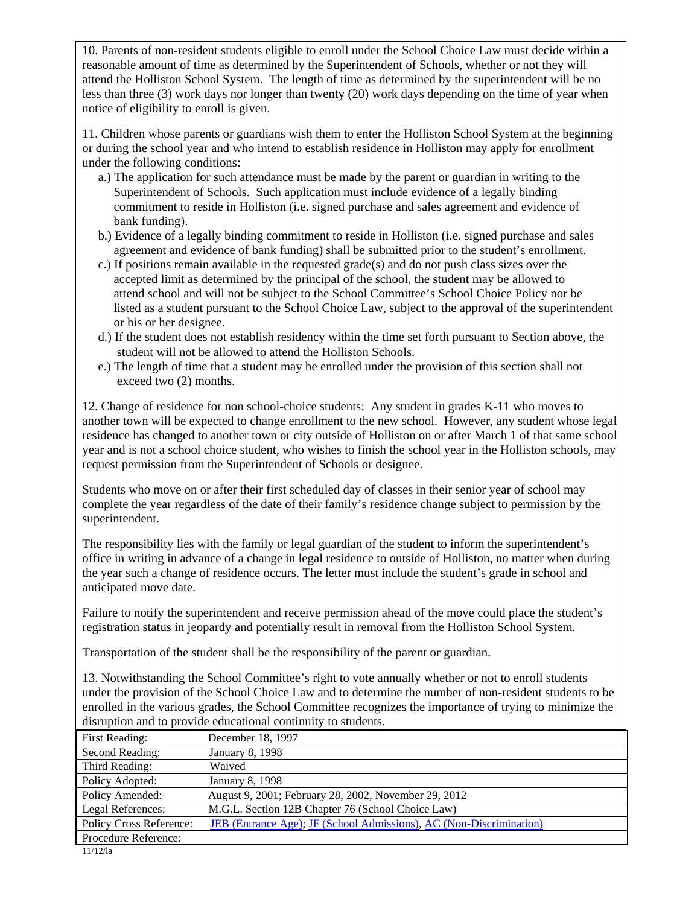10. Parents of non-resident students eligible to enroll under the School Choice Law must decide within a reasonable amount of time as determined by the Superintendent of Schools, whether or not they will attend the Holliston School System. The length of time as determined by the superintendent will be no less than three (3) work days nor longer than twenty (20) work days depending on the time of year when notice of eligibility to enroll is given.

11. Children whose parents or guardians wish them to enter the Holliston School System at the beginning or during the school year and who intend to establish residence in Holliston may apply for enrollment under the following conditions:

a.) The application for such attendance must be made by the parent or guardian in writing to the Superintendent of Schools. Such application must include evidence of a legally binding commitment to reside in Holliston (i.e. signed purchase and sales agreement and evidence of bank funding).

b.) Evidence of a legally binding commitment to reside in Holliston (i.e. signed purchase and sales agreement and evidence of bank funding) shall be submitted prior to the student's enrollment.

c.) If positions remain available in the requested grade(s) and do not push class sizes over the accepted limit as determined by the principal of the school, the student may be allowed to attend school and will not be subject to the School Committee's School Choice Policy nor be listed as a student pursuant to the School Choice Law, subject to the approval of the superintendent or his or her designee.

d.) If the student does not establish residency within the time set forth pursuant to Section above, the student will not be allowed to attend the Holliston Schools.

e.) The length of time that a student may be enrolled under the provision of this section shall not exceed two (2) months.

12. Change of residence for non school-choice students: Any student in grades K-11 who moves to another town will be expected to change enrollment to the new school. However, any student whose legal residence has changed to another town or city outside of Holliston on or after March 1 of that same school year and is not a school choice student, who wishes to finish the school year in the Holliston schools, may request permission from the Superintendent of Schools or designee.

Students who move on or after their first scheduled day of classes in their senior year of school may complete the year regardless of the date of their family's residence change subject to permission by the superintendent.

The responsibility lies with the family or legal guardian of the student to inform the superintendent's office in writing in advance of a change in legal residence to outside of Holliston, no matter when during the year such a change of residence occurs. The letter must include the student's grade in school and anticipated move date.

Failure to notify the superintendent and receive permission ahead of the move could place the student's registration status in jeopardy and potentially result in removal from the Holliston School System.

Transportation of the student shall be the responsibility of the parent or guardian.

13. Notwithstanding the School Committee's right to vote annually whether or not to enroll students under the provision of the School Choice Law and to determine the number of non-resident students to be enrolled in the various grades, the School Committee recognizes the importance of trying to minimize the disruption and to provide educational continuity to students.

| | |
|---|---|
| First Reading: | December 18, 1997 |
| Second Reading: | January 8, 1998 |
| Third Reading: | Waived |
| Policy Adopted: | January 8, 1998 |
| Policy Amended: | August 9, 2001; February 28, 2002, November 29, 2012 |
| Legal References: | M.G.L. Section 12B Chapter 76 (School Choice Law) |
| Policy Cross Reference: | JEB (Entrance Age); JF (School Admissions), AC (Non-Discrimination) |
| Procedure Reference: | |

11/12/la